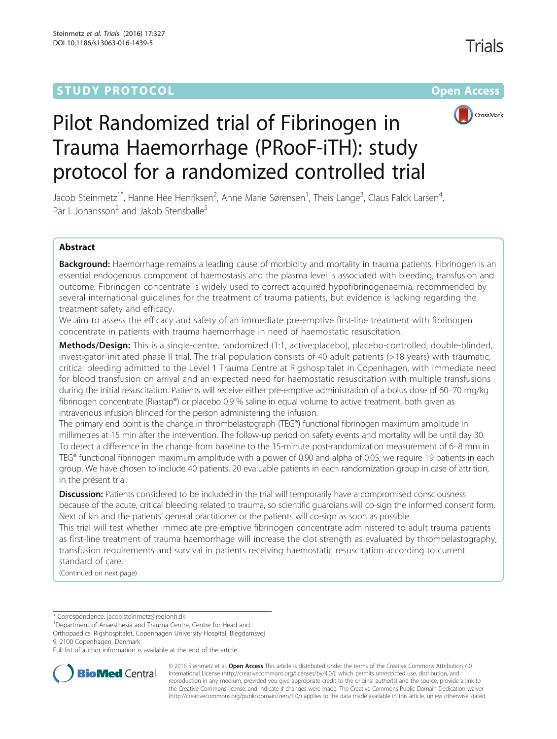STUDY PROTOCOL Open Access

# Pilot Randomized trial of Fibrinogen in Trauma Haemorrhage (PRooF-iTH): study protocol for a randomized controlled trial

Jacob Steinmetz[1*], Hanne Hee Henriksen[2], Anne Marie Sørensen[1], Theis Lange[3], Claus Falck Larsen[4], Pär I. Johansson[2] and Jakob Stensballe[5]

## Abstract

**Background:** Haemorrhage remains a leading cause of morbidity and mortality in trauma patients. Fibrinogen is an essential endogenous component of haemostasis and the plasma level is associated with bleeding, transfusion and outcome. Fibrinogen concentrate is widely used to correct acquired hypofibrinogenaemia, recommended by several international guidelines for the treatment of trauma patients, but evidence is lacking regarding the treatment safety and efficacy.

We aim to assess the efficacy and safety of an immediate pre-emptive first-line treatment with fibrinogen concentrate in patients with trauma haemorrhage in need of haemostatic resuscitation.

**Methods/Design:** This is a single-centre, randomized (1:1, active:placebo), placebo-controlled, double-blinded, investigator-initiated phase II trial. The trial population consists of 40 adult patients (>18 years) with traumatic, critical bleeding admitted to the Level 1 Trauma Centre at Rigshospitalet in Copenhagen, with immediate need for blood transfusion on arrival and an expected need for haemostatic resuscitation with multiple transfusions during the initial resuscitation. Patients will receive either pre-emptive administration of a bolus dose of 60–70 mg/kg fibrinogen concentrate (Riastap®) or placebo 0.9 % saline in equal volume to active treatment, both given as intravenous infusion blinded for the person administering the infusion.

The primary end point is the change in thrombelastograph (TEG®) functional fibrinogen maximum amplitude in millimetres at 15 min after the intervention. The follow-up period on safety events and mortality will be until day 30. To detect a difference in the change from baseline to the 15-minute post-randomization measurement of 6–8 mm in TEG® functional fibrinogen maximum amplitude with a power of 0.90 and alpha of 0.05, we require 19 patients in each group. We have chosen to include 40 patients, 20 evaluable patients in each randomization group in case of attrition, in the present trial.

**Discussion:** Patients considered to be included in the trial will temporarily have a compromised consciousness because of the acute, critical bleeding related to trauma, so scientific guardians will co-sign the informed consent form. Next of kin and the patients' general practitioner or the patients will co-sign as soon as possible.

This trial will test whether immediate pre-emptive fibrinogen concentrate administered to adult trauma patients as first-line treatment of trauma haemorrhage will increase the clot strength as evaluated by thrombelastography, transfusion requirements and survival in patients receiving haemostatic resuscitation according to current standard of care.

(Continued on next page)

---

* Correspondence: jacob.steinmetz@regionh.dk

[1]Department of Anaesthesia and Trauma Centre, Centre for Head and Orthopaedics, Rigshospitalet, Copenhagen University Hospital, Blegdamsvej 9, 2100 Copenhagen, Denmark

Full list of author information is available at the end of the article

© 2016 Steinmetz et al. **Open Access** This article is distributed under the terms of the Creative Commons Attribution 4.0 International License (http://creativecommons.org/licenses/by/4.0/), which permits unrestricted use, distribution, and reproduction in any medium, provided you give appropriate credit to the original author(s) and the source, provide a link to the Creative Commons license, and indicate if changes were made. The Creative Commons Public Domain Dedication waiver (http://creativecommons.org/publicdomain/zero/1.0/) applies to the data made available in this article, unless otherwise stated.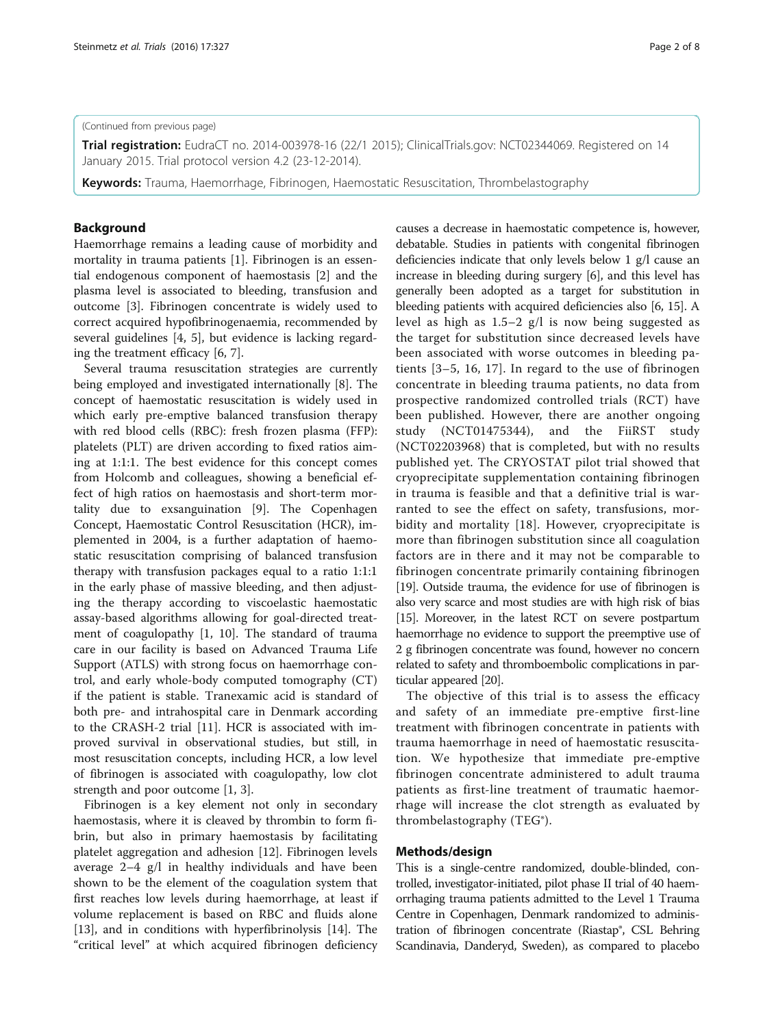(Continued from previous page)

**Trial registration:** EudraCT no. 2014-003978-16 (22/1 2015); ClinicalTrials.gov: NCT02344069. Registered on 14 January 2015. Trial protocol version 4.2 (23-12-2014).

**Keywords:** Trauma, Haemorrhage, Fibrinogen, Haemostatic Resuscitation, Thrombelastography

## Background

Haemorrhage remains a leading cause of morbidity and mortality in trauma patients [1]. Fibrinogen is an essential endogenous component of haemostasis [2] and the plasma level is associated to bleeding, transfusion and outcome [3]. Fibrinogen concentrate is widely used to correct acquired hypofibrinogenaemia, recommended by several guidelines [4, 5], but evidence is lacking regarding the treatment efficacy [6, 7].

Several trauma resuscitation strategies are currently being employed and investigated internationally [8]. The concept of haemostatic resuscitation is widely used in which early pre-emptive balanced transfusion therapy with red blood cells (RBC): fresh frozen plasma (FFP): platelets (PLT) are driven according to fixed ratios aiming at 1:1:1. The best evidence for this concept comes from Holcomb and colleagues, showing a beneficial effect of high ratios on haemostasis and short-term mortality due to exsanguination [9]. The Copenhagen Concept, Haemostatic Control Resuscitation (HCR), implemented in 2004, is a further adaptation of haemostatic resuscitation comprising of balanced transfusion therapy with transfusion packages equal to a ratio 1:1:1 in the early phase of massive bleeding, and then adjusting the therapy according to viscoelastic haemostatic assay-based algorithms allowing for goal-directed treatment of coagulopathy [1, 10]. The standard of trauma care in our facility is based on Advanced Trauma Life Support (ATLS) with strong focus on haemorrhage control, and early whole-body computed tomography (CT) if the patient is stable. Tranexamic acid is standard of both pre- and intrahospital care in Denmark according to the CRASH-2 trial [11]. HCR is associated with improved survival in observational studies, but still, in most resuscitation concepts, including HCR, a low level of fibrinogen is associated with coagulopathy, low clot strength and poor outcome [1, 3].

Fibrinogen is a key element not only in secondary haemostasis, where it is cleaved by thrombin to form fibrin, but also in primary haemostasis by facilitating platelet aggregation and adhesion [12]. Fibrinogen levels average 2–4 g/l in healthy individuals and have been shown to be the element of the coagulation system that first reaches low levels during haemorrhage, at least if volume replacement is based on RBC and fluids alone [13], and in conditions with hyperfibrinolysis [14]. The "critical level" at which acquired fibrinogen deficiency causes a decrease in haemostatic competence is, however, debatable. Studies in patients with congenital fibrinogen deficiencies indicate that only levels below 1 g/l cause an increase in bleeding during surgery [6], and this level has generally been adopted as a target for substitution in bleeding patients with acquired deficiencies also [6, 15]. A level as high as 1.5–2 g/l is now being suggested as the target for substitution since decreased levels have been associated with worse outcomes in bleeding patients [3–5, 16, 17]. In regard to the use of fibrinogen concentrate in bleeding trauma patients, no data from prospective randomized controlled trials (RCT) have been published. However, there are another ongoing study (NCT01475344), and the FiiRST study (NCT02203968) that is completed, but with no results published yet. The CRYOSTAT pilot trial showed that cryoprecipitate supplementation containing fibrinogen in trauma is feasible and that a definitive trial is warranted to see the effect on safety, transfusions, morbidity and mortality [18]. However, cryoprecipitate is more than fibrinogen substitution since all coagulation factors are in there and it may not be comparable to fibrinogen concentrate primarily containing fibrinogen [19]. Outside trauma, the evidence for use of fibrinogen is also very scarce and most studies are with high risk of bias [15]. Moreover, in the latest RCT on severe postpartum haemorrhage no evidence to support the preemptive use of 2 g fibrinogen concentrate was found, however no concern related to safety and thromboembolic complications in particular appeared [20].

The objective of this trial is to assess the efficacy and safety of an immediate pre-emptive first-line treatment with fibrinogen concentrate in patients with trauma haemorrhage in need of haemostatic resuscitation. We hypothesize that immediate pre-emptive fibrinogen concentrate administered to adult trauma patients as first-line treatment of traumatic haemorrhage will increase the clot strength as evaluated by thrombelastography (TEG®).

## Methods/design

This is a single-centre randomized, double-blinded, controlled, investigator-initiated, pilot phase II trial of 40 haemorrhaging trauma patients admitted to the Level 1 Trauma Centre in Copenhagen, Denmark randomized to administration of fibrinogen concentrate (Riastap®, CSL Behring Scandinavia, Danderyd, Sweden), as compared to placebo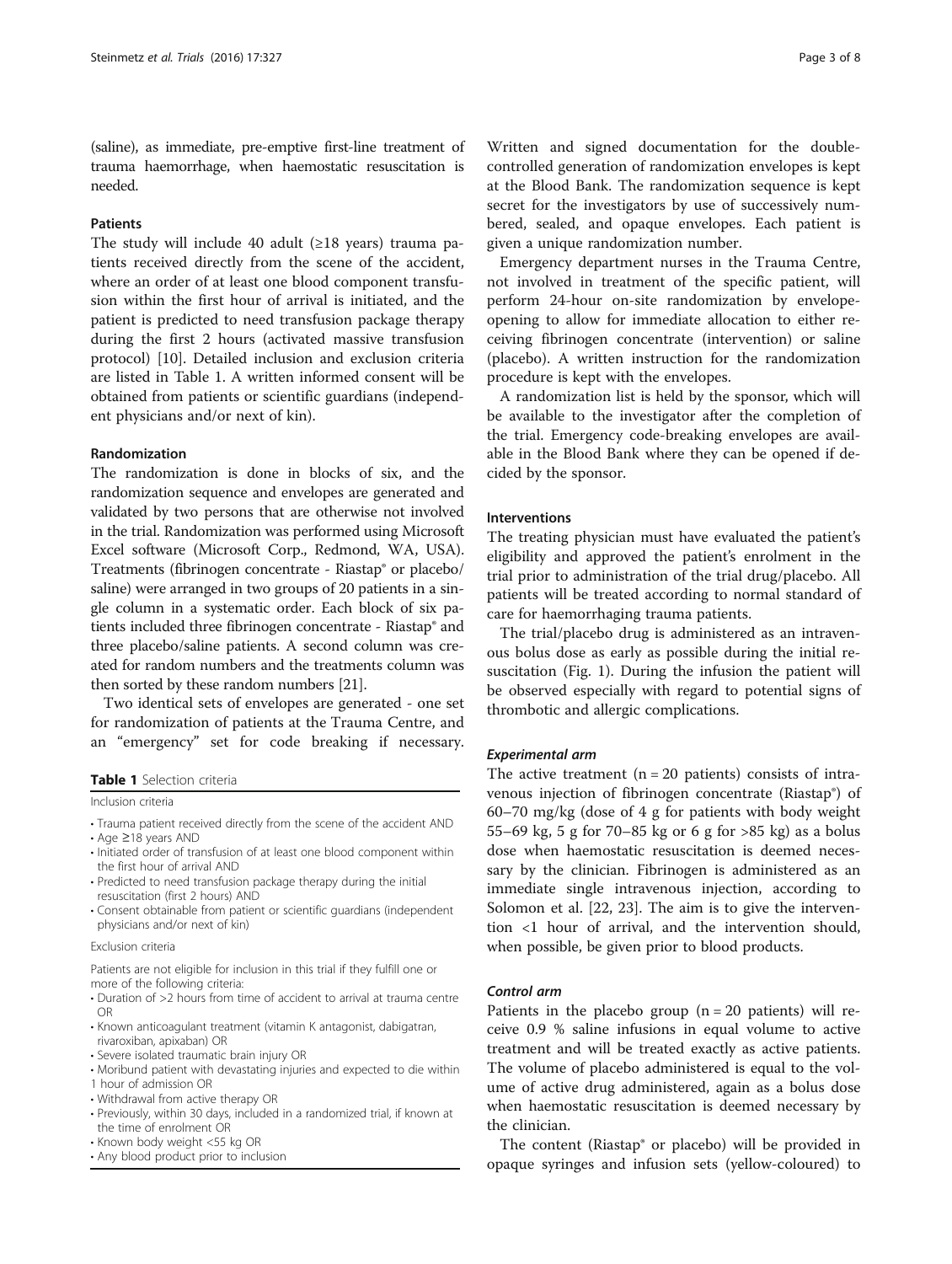(saline), as immediate, pre-emptive first-line treatment of trauma haemorrhage, when haemostatic resuscitation is needed.

### Patients

The study will include 40 adult (≥18 years) trauma patients received directly from the scene of the accident, where an order of at least one blood component transfusion within the first hour of arrival is initiated, and the patient is predicted to need transfusion package therapy during the first 2 hours (activated massive transfusion protocol) [10]. Detailed inclusion and exclusion criteria are listed in Table 1. A written informed consent will be obtained from patients or scientific guardians (independent physicians and/or next of kin).

### Randomization

The randomization is done in blocks of six, and the randomization sequence and envelopes are generated and validated by two persons that are otherwise not involved in the trial. Randomization was performed using Microsoft Excel software (Microsoft Corp., Redmond, WA, USA). Treatments (fibrinogen concentrate - Riastap® or placebo/saline) were arranged in two groups of 20 patients in a single column in a systematic order. Each block of six patients included three fibrinogen concentrate - Riastap® and three placebo/saline patients. A second column was created for random numbers and the treatments column was then sorted by these random numbers [21].

Two identical sets of envelopes are generated - one set for randomization of patients at the Trauma Centre, and an "emergency" set for code breaking if necessary. Written and signed documentation for the double-controlled generation of randomization envelopes is kept at the Blood Bank. The randomization sequence is kept secret for the investigators by use of successively numbered, sealed, and opaque envelopes. Each patient is given a unique randomization number.

**Table 1** Selection criteria

Inclusion criteria

- Trauma patient received directly from the scene of the accident AND
- Age ≥18 years AND
- Initiated order of transfusion of at least one blood component within the first hour of arrival AND
- Predicted to need transfusion package therapy during the initial resuscitation (first 2 hours) AND
- Consent obtainable from patient or scientific guardians (independent physicians and/or next of kin)

Exclusion criteria

Patients are not eligible for inclusion in this trial if they fulfill one or more of the following criteria:

- Duration of >2 hours from time of accident to arrival at trauma centre OR
- Known anticoagulant treatment (vitamin K antagonist, dabigatran, rivaroxiban, apixaban) OR
- Severe isolated traumatic brain injury OR
- Moribund patient with devastating injuries and expected to die within 1 hour of admission OR
- Withdrawal from active therapy OR
- Previously, within 30 days, included in a randomized trial, if known at the time of enrolment OR
- Known body weight <55 kg OR
- Any blood product prior to inclusion

Emergency department nurses in the Trauma Centre, not involved in treatment of the specific patient, will perform 24-hour on-site randomization by envelope-opening to allow for immediate allocation to either receiving fibrinogen concentrate (intervention) or saline (placebo). A written instruction for the randomization procedure is kept with the envelopes.

A randomization list is held by the sponsor, which will be available to the investigator after the completion of the trial. Emergency code-breaking envelopes are available in the Blood Bank where they can be opened if decided by the sponsor.

### Interventions

The treating physician must have evaluated the patient's eligibility and approved the patient's enrolment in the trial prior to administration of the trial drug/placebo. All patients will be treated according to normal standard of care for haemorrhaging trauma patients.

The trial/placebo drug is administered as an intravenous bolus dose as early as possible during the initial resuscitation (Fig. 1). During the infusion the patient will be observed especially with regard to potential signs of thrombotic and allergic complications.

#### *Experimental arm*

The active treatment (n = 20 patients) consists of intravenous injection of fibrinogen concentrate (Riastap®) of 60–70 mg/kg (dose of 4 g for patients with body weight 55–69 kg, 5 g for 70–85 kg or 6 g for >85 kg) as a bolus dose when haemostatic resuscitation is deemed necessary by the clinician. Fibrinogen is administered as an immediate single intravenous injection, according to Solomon et al. [22, 23]. The aim is to give the intervention <1 hour of arrival, and the intervention should, when possible, be given prior to blood products.

#### *Control arm*

Patients in the placebo group (n = 20 patients) will receive 0.9 % saline infusions in equal volume to active treatment and will be treated exactly as active patients. The volume of placebo administered is equal to the volume of active drug administered, again as a bolus dose when haemostatic resuscitation is deemed necessary by the clinician.

The content (Riastap® or placebo) will be provided in opaque syringes and infusion sets (yellow-coloured) to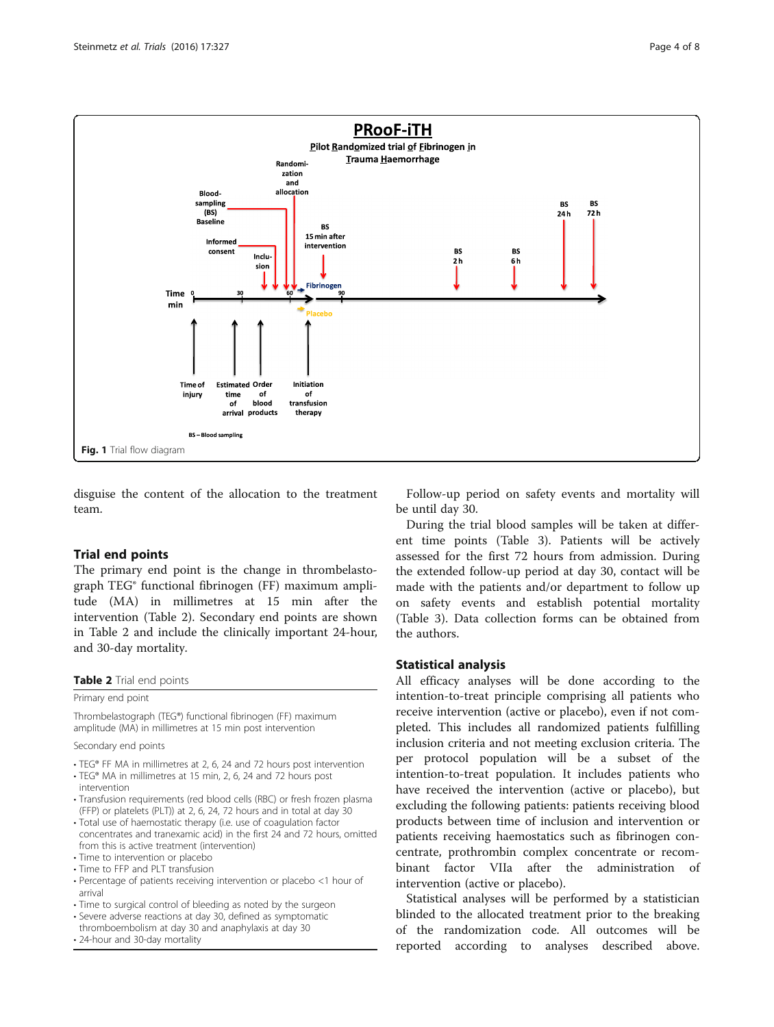Fig. 1 Trial flow diagram

disguise the content of the allocation to the treatment team.

## Trial end points

The primary end point is the change in thrombelastograph TEG® functional fibrinogen (FF) maximum amplitude (MA) in millimetres at 15 min after the intervention (Table 2). Secondary end points are shown in Table 2 and include the clinically important 24-hour, and 30-day mortality.

**Table 2** Trial end points

| Primary end point |
| --- |
| Thrombelastograph (TEG®) functional fibrinogen (FF) maximum amplitude (MA) in millimetres at 15 min post intervention |
| Secondary end points |
| • TEG® FF MA in millimetres at 2, 6, 24 and 72 hours post intervention<br>• TEG® MA in millimetres at 15 min, 2, 6, 24 and 72 hours post intervention<br>• Transfusion requirements (red blood cells (RBC) or fresh frozen plasma (FFP) or platelets (PLT)) at 2, 6, 24, 72 hours and in total at day 30<br>• Total use of haemostatic therapy (i.e. use of coagulation factor concentrates and tranexamic acid) in the first 24 and 72 hours, omitted from this is active treatment (intervention)<br>• Time to intervention or placebo<br>• Time to FFP and PLT transfusion<br>• Percentage of patients receiving intervention or placebo <1 hour of arrival<br>• Time to surgical control of bleeding as noted by the surgeon<br>• Severe adverse reactions at day 30, defined as symptomatic thromboembolism at day 30 and anaphylaxis at day 30<br>• 24-hour and 30-day mortality |

Follow-up period on safety events and mortality will be until day 30.

During the trial blood samples will be taken at different time points (Table 3). Patients will be actively assessed for the first 72 hours from admission. During the extended follow-up period at day 30, contact will be made with the patients and/or department to follow up on safety events and establish potential mortality (Table 3). Data collection forms can be obtained from the authors.

## Statistical analysis

All efficacy analyses will be done according to the intention-to-treat principle comprising all patients who receive intervention (active or placebo), even if not completed. This includes all randomized patients fulfilling inclusion criteria and not meeting exclusion criteria. The per protocol population will be a subset of the intention-to-treat population. It includes patients who have received the intervention (active or placebo), but excluding the following patients: patients receiving blood products between time of inclusion and intervention or patients receiving haemostatics such as fibrinogen concentrate, prothrombin complex concentrate or recombinant factor VIIa after the administration of intervention (active or placebo).

Statistical analyses will be performed by a statistician blinded to the allocated treatment prior to the breaking of the randomization code. All outcomes will be reported according to analyses described above.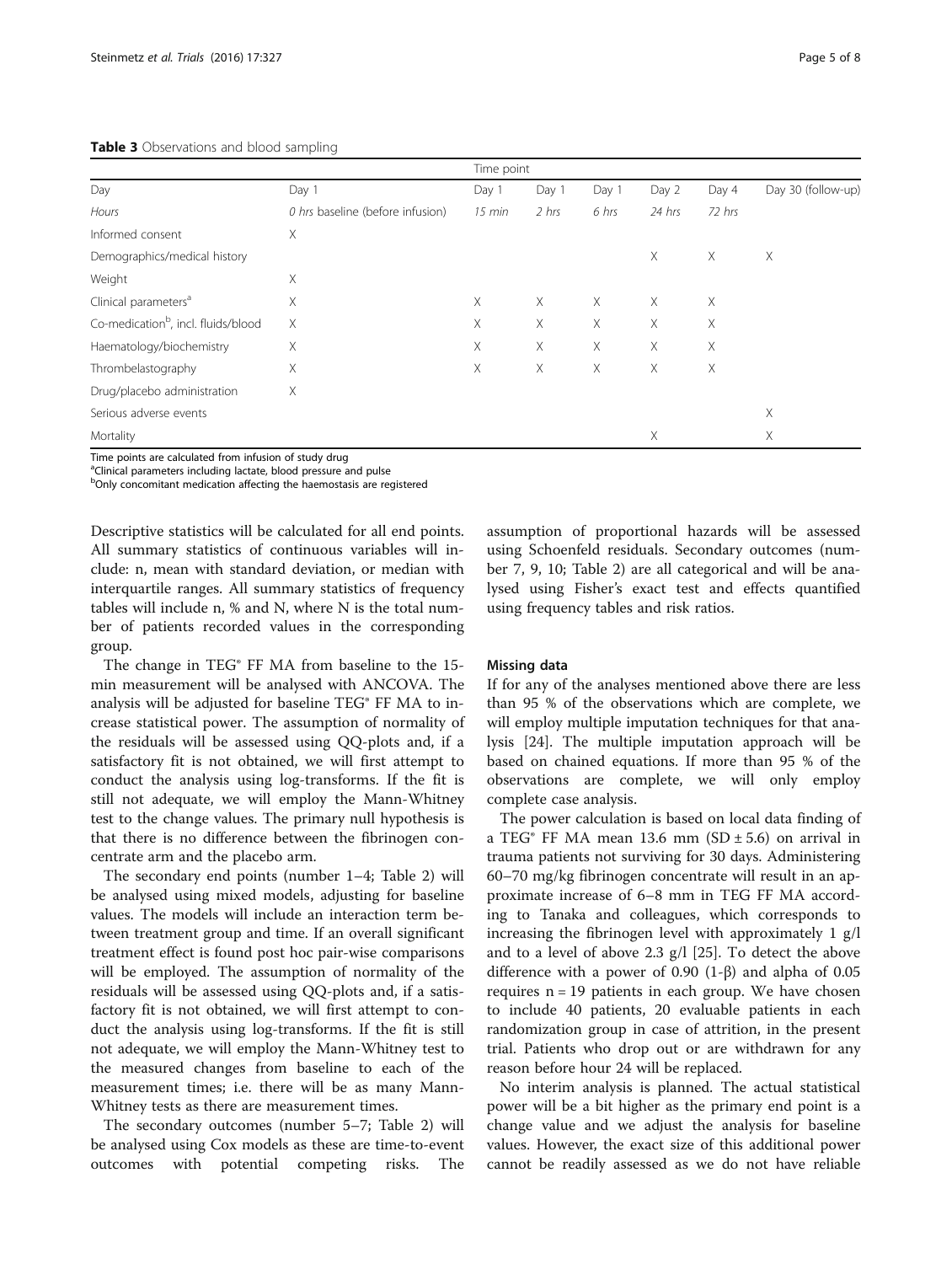**Table 3** Observations and blood sampling

| | Time point | | | | | | |
|---|---|---|---|---|---|---|---|
| Day | Day 1 | Day 1 | Day 1 | Day 1 | Day 2 | Day 4 | Day 30 (follow-up) |
| *Hours* | *0 hrs baseline (before infusion)* | *15 min* | *2 hrs* | *6 hrs* | *24 hrs* | *72 hrs* | |
| Informed consent | X | | | | | | |
| Demographics/medical history | | | | | X | X | X |
| Weight | X | | | | | | |
| Clinical parameters[a] | X | X | X | X | X | X | |
| Co-medication[b], incl. fluids/blood | X | X | X | X | X | X | |
| Haematology/biochemistry | X | X | X | X | X | X | |
| Thrombelastography | X | X | X | X | X | X | |
| Drug/placebo administration | X | | | | | | |
| Serious adverse events | | | | | | | X |
| Mortality | | | | | X | | X |

Time points are calculated from infusion of study drug
[a]Clinical parameters including lactate, blood pressure and pulse
[b]Only concomitant medication affecting the haemostasis are registered

Descriptive statistics will be calculated for all end points. All summary statistics of continuous variables will include: n, mean with standard deviation, or median with interquartile ranges. All summary statistics of frequency tables will include n, % and N, where N is the total number of patients recorded values in the corresponding group.

The change in TEG® FF MA from baseline to the 15-min measurement will be analysed with ANCOVA. The analysis will be adjusted for baseline TEG® FF MA to increase statistical power. The assumption of normality of the residuals will be assessed using QQ-plots and, if a satisfactory fit is not obtained, we will first attempt to conduct the analysis using log-transforms. If the fit is still not adequate, we will employ the Mann-Whitney test to the change values. The primary null hypothesis is that there is no difference between the fibrinogen concentrate arm and the placebo arm.

The secondary end points (number 1–4; Table 2) will be analysed using mixed models, adjusting for baseline values. The models will include an interaction term between treatment group and time. If an overall significant treatment effect is found post hoc pair-wise comparisons will be employed. The assumption of normality of the residuals will be assessed using QQ-plots and, if a satisfactory fit is not obtained, we will first attempt to conduct the analysis using log-transforms. If the fit is still not adequate, we will employ the Mann-Whitney test to the measured changes from baseline to each of the measurement times; i.e. there will be as many Mann-Whitney tests as there are measurement times.

The secondary outcomes (number 5–7; Table 2) will be analysed using Cox models as these are time-to-event outcomes with potential competing risks. The assumption of proportional hazards will be assessed using Schoenfeld residuals. Secondary outcomes (number 7, 9, 10; Table 2) are all categorical and will be analysed using Fisher's exact test and effects quantified using frequency tables and risk ratios.

#### Missing data

If for any of the analyses mentioned above there are less than 95 % of the observations which are complete, we will employ multiple imputation techniques for that analysis [24]. The multiple imputation approach will be based on chained equations. If more than 95 % of the observations are complete, we will only employ complete case analysis.

The power calculation is based on local data finding of a TEG® FF MA mean 13.6 mm (SD ± 5.6) on arrival in trauma patients not surviving for 30 days. Administering 60–70 mg/kg fibrinogen concentrate will result in an approximate increase of 6–8 mm in TEG FF MA according to Tanaka and colleagues, which corresponds to increasing the fibrinogen level with approximately 1 g/l and to a level of above 2.3 g/l [25]. To detect the above difference with a power of 0.90 (1-β) and alpha of 0.05 requires n = 19 patients in each group. We have chosen to include 40 patients, 20 evaluable patients in each randomization group in case of attrition, in the present trial. Patients who drop out or are withdrawn for any reason before hour 24 will be replaced.

No interim analysis is planned. The actual statistical power will be a bit higher as the primary end point is a change value and we adjust the analysis for baseline values. However, the exact size of this additional power cannot be readily assessed as we do not have reliable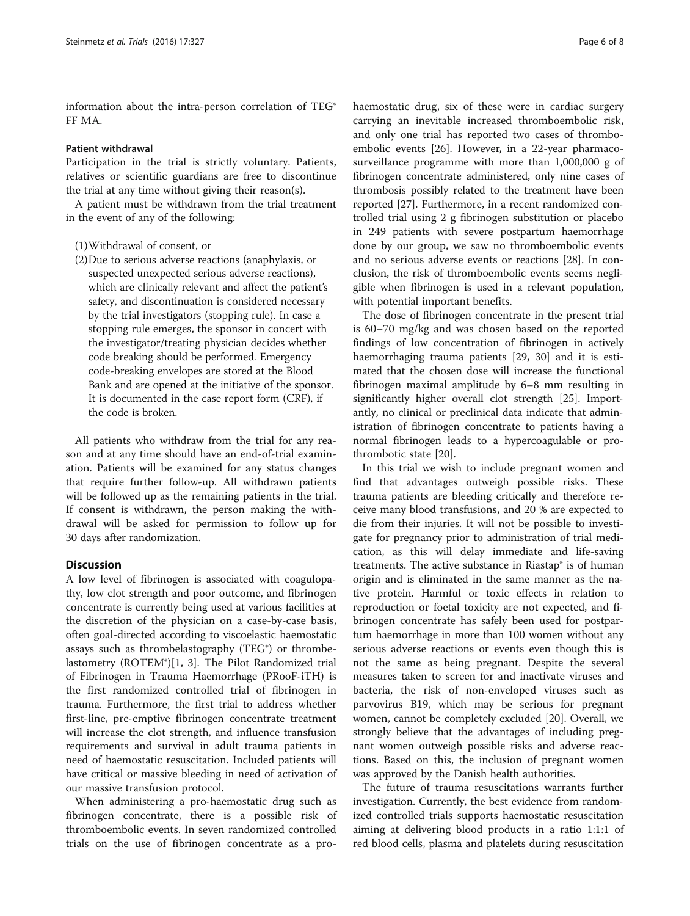information about the intra-person correlation of TEG® FF MA.

#### Patient withdrawal

Participation in the trial is strictly voluntary. Patients, relatives or scientific guardians are free to discontinue the trial at any time without giving their reason(s).

A patient must be withdrawn from the trial treatment in the event of any of the following:

(1) Withdrawal of consent, or

(2) Due to serious adverse reactions (anaphylaxis, or suspected unexpected serious adverse reactions), which are clinically relevant and affect the patient's safety, and discontinuation is considered necessary by the trial investigators (stopping rule). In case a stopping rule emerges, the sponsor in concert with the investigator/treating physician decides whether code breaking should be performed. Emergency code-breaking envelopes are stored at the Blood Bank and are opened at the initiative of the sponsor. It is documented in the case report form (CRF), if the code is broken.

All patients who withdraw from the trial for any reason and at any time should have an end-of-trial examination. Patients will be examined for any status changes that require further follow-up. All withdrawn patients will be followed up as the remaining patients in the trial. If consent is withdrawn, the person making the withdrawal will be asked for permission to follow up for 30 days after randomization.

## Discussion

A low level of fibrinogen is associated with coagulopathy, low clot strength and poor outcome, and fibrinogen concentrate is currently being used at various facilities at the discretion of the physician on a case-by-case basis, often goal-directed according to viscoelastic haemostatic assays such as thrombelastography (TEG®) or thrombelastometry (ROTEM®)[1, 3]. The Pilot Randomized trial of Fibrinogen in Trauma Haemorrhage (PRooF-iTH) is the first randomized controlled trial of fibrinogen in trauma. Furthermore, the first trial to address whether first-line, pre-emptive fibrinogen concentrate treatment will increase the clot strength, and influence transfusion requirements and survival in adult trauma patients in need of haemostatic resuscitation. Included patients will have critical or massive bleeding in need of activation of our massive transfusion protocol.

When administering a pro-haemostatic drug such as fibrinogen concentrate, there is a possible risk of thromboembolic events. In seven randomized controlled trials on the use of fibrinogen concentrate as a pro-haemostatic drug, six of these were in cardiac surgery carrying an inevitable increased thromboembolic risk, and only one trial has reported two cases of thromboembolic events [26]. However, in a 22-year pharmacosurveillance programme with more than 1,000,000 g of fibrinogen concentrate administered, only nine cases of thrombosis possibly related to the treatment have been reported [27]. Furthermore, in a recent randomized controlled trial using 2 g fibrinogen substitution or placebo in 249 patients with severe postpartum haemorrhage done by our group, we saw no thromboembolic events and no serious adverse events or reactions [28]. In conclusion, the risk of thromboembolic events seems negligible when fibrinogen is used in a relevant population, with potential important benefits.

The dose of fibrinogen concentrate in the present trial is 60–70 mg/kg and was chosen based on the reported findings of low concentration of fibrinogen in actively haemorrhaging trauma patients [29, 30] and it is estimated that the chosen dose will increase the functional fibrinogen maximal amplitude by 6–8 mm resulting in significantly higher overall clot strength [25]. Importantly, no clinical or preclinical data indicate that administration of fibrinogen concentrate to patients having a normal fibrinogen leads to a hypercoagulable or prothrombotic state [20].

In this trial we wish to include pregnant women and find that advantages outweigh possible risks. These trauma patients are bleeding critically and therefore receive many blood transfusions, and 20 % are expected to die from their injuries. It will not be possible to investigate for pregnancy prior to administration of trial medication, as this will delay immediate and life-saving treatments. The active substance in Riastap® is of human origin and is eliminated in the same manner as the native protein. Harmful or toxic effects in relation to reproduction or foetal toxicity are not expected, and fibrinogen concentrate has safely been used for postpartum haemorrhage in more than 100 women without any serious adverse reactions or events even though this is not the same as being pregnant. Despite the several measures taken to screen for and inactivate viruses and bacteria, the risk of non-enveloped viruses such as parvovirus B19, which may be serious for pregnant women, cannot be completely excluded [20]. Overall, we strongly believe that the advantages of including pregnant women outweigh possible risks and adverse reactions. Based on this, the inclusion of pregnant women was approved by the Danish health authorities.

The future of trauma resuscitations warrants further investigation. Currently, the best evidence from randomized controlled trials supports haemostatic resuscitation aiming at delivering blood products in a ratio 1:1:1 of red blood cells, plasma and platelets during resuscitation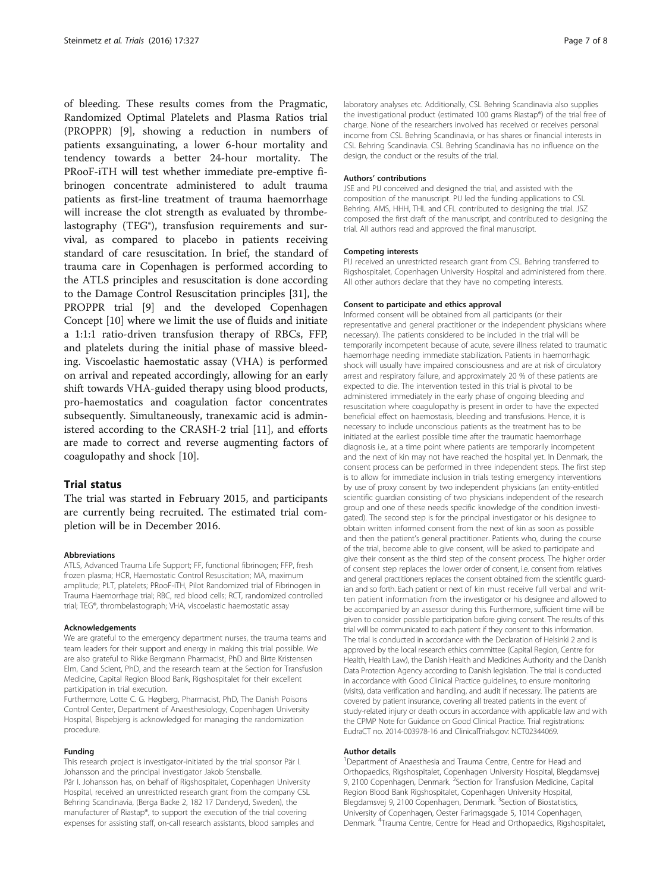of bleeding. These results comes from the Pragmatic, Randomized Optimal Platelets and Plasma Ratios trial (PROPPR) [9], showing a reduction in numbers of patients exsanguinating, a lower 6-hour mortality and tendency towards a better 24-hour mortality. The PRooF-iTH will test whether immediate pre-emptive fibrinogen concentrate administered to adult trauma patients as first-line treatment of trauma haemorrhage will increase the clot strength as evaluated by thrombelastography (TEG®), transfusion requirements and survival, as compared to placebo in patients receiving standard of care resuscitation. In brief, the standard of trauma care in Copenhagen is performed according to the ATLS principles and resuscitation is done according to the Damage Control Resuscitation principles [31], the PROPPR trial [9] and the developed Copenhagen Concept [10] where we limit the use of fluids and initiate a 1:1:1 ratio-driven transfusion therapy of RBCs, FFP, and platelets during the initial phase of massive bleeding. Viscoelastic haemostatic assay (VHA) is performed on arrival and repeated accordingly, allowing for an early shift towards VHA-guided therapy using blood products, pro-haemostatics and coagulation factor concentrates subsequently. Simultaneously, tranexamic acid is administered according to the CRASH-2 trial [11], and efforts are made to correct and reverse augmenting factors of coagulopathy and shock [10].

## Trial status

The trial was started in February 2015, and participants are currently being recruited. The estimated trial completion will be in December 2016.

#### Abbreviations

ATLS, Advanced Trauma Life Support; FF, functional fibrinogen; FFP, fresh frozen plasma; HCR, Haemostatic Control Resuscitation; MA, maximum amplitude; PLT, platelets; PRooF-iTH, Pilot Randomized trial of Fibrinogen in Trauma Haemorrhage trial; RBC, red blood cells; RCT, randomized controlled trial; TEG®, thrombelastograph; VHA, viscoelastic haemostatic assay

#### Acknowledgements

We are grateful to the emergency department nurses, the trauma teams and team leaders for their support and energy in making this trial possible. We are also grateful to Rikke Bergmann Pharmacist, PhD and Birte Kristensen Elm, Cand Scient, PhD, and the research team at the Section for Transfusion Medicine, Capital Region Blood Bank, Rigshospitalet for their excellent participation in trial execution.

Furthermore, Lotte C. G. Høgberg, Pharmacist, PhD, The Danish Poisons Control Center, Department of Anaesthesiology, Copenhagen University Hospital, Bispebjerg is acknowledged for managing the randomization procedure.

#### Funding

This research project is investigator-initiated by the trial sponsor Pär I. Johansson and the principal investigator Jakob Stensballe.

Pär I. Johansson has, on behalf of Rigshospitalet, Copenhagen University Hospital, received an unrestricted research grant from the company CSL Behring Scandinavia, (Berga Backe 2, 182 17 Danderyd, Sweden), the manufacturer of Riastap®, to support the execution of the trial covering expenses for assisting staff, on-call research assistants, blood samples and laboratory analyses etc. Additionally, CSL Behring Scandinavia also supplies the investigational product (estimated 100 grams Riastap®) of the trial free of charge. None of the researchers involved has received or receives personal income from CSL Behring Scandinavia, or has shares or financial interests in CSL Behring Scandinavia. CSL Behring Scandinavia has no influence on the design, the conduct or the results of the trial.

#### Authors' contributions

JSE and PIJ conceived and designed the trial, and assisted with the composition of the manuscript. PIJ led the funding applications to CSL Behring. AMS, HHH, THL and CFL contributed to designing the trial. JSZ composed the first draft of the manuscript, and contributed to designing the trial. All authors read and approved the final manuscript.

#### Competing interests

PIJ received an unrestricted research grant from CSL Behring transferred to Rigshospitalet, Copenhagen University Hospital and administered from there. All other authors declare that they have no competing interests.

#### Consent to participate and ethics approval

Informed consent will be obtained from all participants (or their representative and general practitioner or the independent physicians where necessary). The patients considered to be included in the trial will be temporarily incompetent because of acute, severe illness related to traumatic haemorrhage needing immediate stabilization. Patients in haemorrhagic shock will usually have impaired consciousness and are at risk of circulatory arrest and respiratory failure, and approximately 20 % of these patients are expected to die. The intervention tested in this trial is pivotal to be administered immediately in the early phase of ongoing bleeding and resuscitation where coagulopathy is present in order to have the expected beneficial effect on haemostasis, bleeding and transfusions. Hence, it is necessary to include unconscious patients as the treatment has to be initiated at the earliest possible time after the traumatic haemorrhage diagnosis i.e., at a time point where patients are temporarily incompetent and the next of kin may not have reached the hospital yet. In Denmark, the consent process can be performed in three independent steps. The first step is to allow for immediate inclusion in trials testing emergency interventions by use of proxy consent by two independent physicians (an entity-entitled scientific guardian consisting of two physicians independent of the research group and one of these needs specific knowledge of the condition investigated). The second step is for the principal investigator or his designee to obtain written informed consent from the next of kin as soon as possible and then the patient's general practitioner. Patients who, during the course of the trial, become able to give consent, will be asked to participate and give their consent as the third step of the consent process. The higher order of consent step replaces the lower order of consent, i.e. consent from relatives and general practitioners replaces the consent obtained from the scientific guardian and so forth. Each patient or next of kin must receive full verbal and written patient information from the investigator or his designee and allowed to be accompanied by an assessor during this. Furthermore, sufficient time will be given to consider possible participation before giving consent. The results of this trial will be communicated to each patient if they consent to this information. The trial is conducted in accordance with the Declaration of Helsinki 2 and is approved by the local research ethics committee (Capital Region, Centre for Health, Health Law), the Danish Health and Medicines Authority and the Danish Data Protection Agency according to Danish legislation. The trial is conducted in accordance with Good Clinical Practice guidelines, to ensure monitoring (visits), data verification and handling, and audit if necessary. The patients are covered by patient insurance, covering all treated patients in the event of study-related injury or death occurs in accordance with applicable law and with the CPMP Note for Guidance on Good Clinical Practice. Trial registrations: EudraCT no. 2014-003978-16 and ClinicalTrials.gov: NCT02344069.

#### Author details

[1]Department of Anaesthesia and Trauma Centre, Centre for Head and Orthopaedics, Rigshospitalet, Copenhagen University Hospital, Blegdamsvej 9, 2100 Copenhagen, Denmark. [2]Section for Transfusion Medicine, Capital Region Blood Bank Rigshospitalet, Copenhagen University Hospital, Blegdamsvej 9, 2100 Copenhagen, Denmark. [3]Section of Biostatistics, University of Copenhagen, Oester Farimagsgade 5, 1014 Copenhagen, Denmark. [4]Trauma Centre, Centre for Head and Orthopaedics, Rigshospitalet,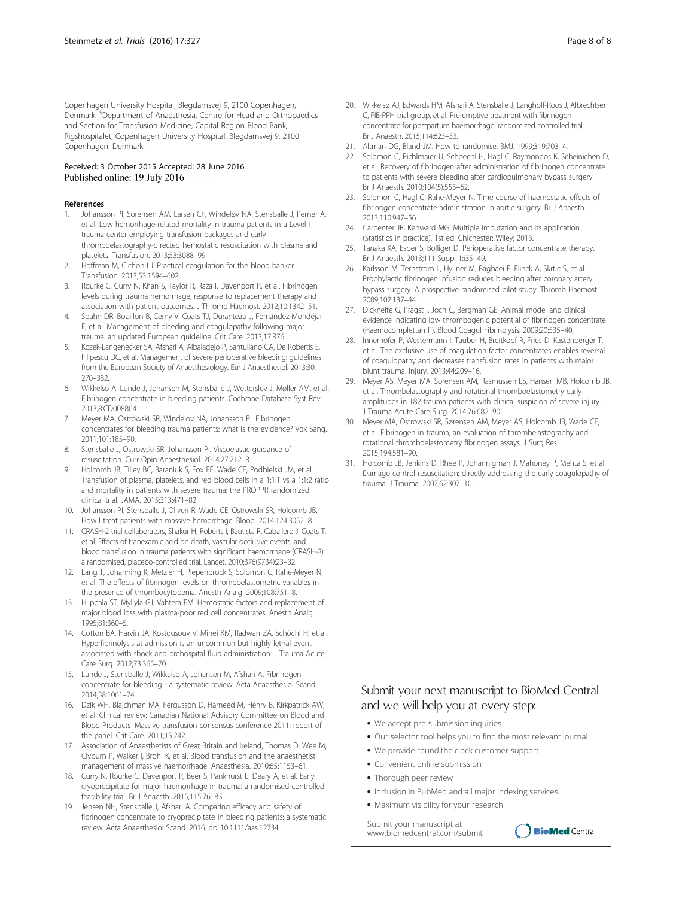Copenhagen University Hospital, Blegdamsvej 9, 2100 Copenhagen, Denmark. [5]Department of Anaesthesia, Centre for Head and Orthopaedics and Section for Transfusion Medicine, Capital Region Blood Bank, Rigshospitalet, Copenhagen University Hospital, Blegdamsvej 9, 2100 Copenhagen, Denmark.

Received: 3 October 2015 Accepted: 28 June 2016
Published online: 19 July 2016

## References

1. Johansson PI, Sorensen AM, Larsen CF, Windeløv NA, Stensballe J, Perner A, et al. Low hemorrhage-related mortality in trauma patients in a Level I trauma center employing transfusion packages and early thromboelastography-directed hemostatic resuscitation with plasma and platelets. Transfusion. 2013;53:3088–99.
2. Hoffman M, Cichon LJ. Practical coagulation for the blood banker. Transfusion. 2013;53:1594–602.
3. Rourke C, Curry N, Khan S, Taylor R, Raza I, Davenport R, et al. Fibrinogen levels during trauma hemorrhage, response to replacement therapy and association with patient outcomes. J Thromb Haemost. 2012;10:1342–51.
4. Spahn DR, Bouillon B, Cerny V, Coats TJ, Duranteau J, Fernández-Mondéjar E, et al. Management of bleeding and coagulopathy following major trauma: an updated European guideline. Crit Care. 2013;17:R76.
5. Kozek-Langenecker SA, Afshari A, Albaladejo P, Santullano CA, De Robertis E, Filipescu DC, et al. Management of severe perioperative bleeding: guidelines from the European Society of Anaesthesiology. Eur J Anaesthesiol. 2013;30:270–382.
6. Wikkelso A, Lunde J, Johansen M, Stensballe J, Wetterslev J, Møller AM, et al. Fibrinogen concentrate in bleeding patients. Cochrane Database Syst Rev. 2013;8:CD008864.
7. Meyer MA, Ostrowski SR, Windelov NA, Johansson PI. Fibrinogen concentrates for bleeding trauma patients: what is the evidence? Vox Sang. 2011;101:185–90.
8. Stensballe J, Ostrowski SR, Johansson PI. Viscoelastic guidance of resuscitation. Curr Opin Anaesthesiol. 2014;27:212–8.
9. Holcomb JB, Tilley BC, Baraniuk S, Fox EE, Wade CE, Podbielski JM, et al. Transfusion of plasma, platelets, and red blood cells in a 1:1:1 vs a 1:1:2 ratio and mortality in patients with severe trauma: the PROPPR randomized clinical trial. JAMA. 2015;313:471–82.
10. Johansson PI, Stensballe J, Oliveri R, Wade CE, Ostrowski SR, Holcomb JB. How I treat patients with massive hemorrhage. Blood. 2014;124:3052–8.
11. CRASH-2 trial collaborators, Shakur H, Roberts I, Bautista R, Caballero J, Coats T, et al. Effects of tranexamic acid on death, vascular occlusive events, and blood transfusion in trauma patients with significant haemorrhage (CRASH-2): a randomised, placebo-controlled trial. Lancet. 2010;376(9734):23–32.
12. Lang T, Johanning K, Metzler H, Piepenbrock S, Solomon C, Rahe-Meyer N, et al. The effects of fibrinogen levels on thromboelastometric variables in the presence of thrombocytopenia. Anesth Analg. 2009;108:751–8.
13. Hiippala ST, Myllyla GJ, Vahtera EM. Hemostatic factors and replacement of major blood loss with plasma-poor red cell concentrates. Anesth Analg. 1995;81:360–5.
14. Cotton BA, Harvin JA, Kostousouv V, Minei KM, Radwan ZA, Schöchl H, et al. Hyperfibrinolysis at admission is an uncommon but highly lethal event associated with shock and prehospital fluid administration. J Trauma Acute Care Surg. 2012;73:365–70.
15. Lunde J, Stensballe J, Wikkelso A, Johansen M, Afshari A. Fibrinogen concentrate for bleeding - a systematic review. Acta Anaesthesiol Scand. 2014;58:1061–74.
16. Dzik WH, Blajchman MA, Fergusson D, Hameed M, Henry B, Kirkpatrick AW, et al. Clinical review: Canadian National Advisory Committee on Blood and Blood Products–Massive transfusion consensus conference 2011: report of the panel. Crit Care. 2011;15:242.
17. Association of Anaesthetists of Great Britain and Ireland, Thomas D, Wee M, Clyburn P, Walker I, Brohi K, et al. Blood transfusion and the anaesthetist: management of massive haemorrhage. Anaesthesia. 2010;65:1153–61.
18. Curry N, Rourke C, Davenport R, Beer S, Pankhurst L, Deary A, et al. Early cryoprecipitate for major haemorrhage in trauma: a randomised controlled feasibility trial. Br J Anaesth. 2015;115:76–83.
19. Jensen NH, Stensballe J, Afshari A. Comparing efficacy and safety of fibrinogen concentrate to cryoprecipitate in bleeding patients: a systematic review. Acta Anaesthesiol Scand. 2016. doi:10.1111/aas.12734.
20. Wikkelsø AJ, Edwards HM, Afshari A, Stensballe J, Langhoff-Roos J, Albrechtsen C, FIB-PPH trial group, et al. Pre-emptive treatment with fibrinogen concentrate for postpartum haemorrhage: randomized controlled trial. Br J Anaesth. 2015;114:623–33.
21. Altman DG, Bland JM. How to randomise. BMJ. 1999;319:703–4.
22. Solomon C, Pichlmaier U, Schoechl H, Hagl C, Raymondos K, Scheinichen D, et al. Recovery of fibrinogen after administration of fibrinogen concentrate to patients with severe bleeding after cardiopulmonary bypass surgery. Br J Anaesth. 2010;104(5):555–62.
23. Solomon C, Hagl C, Rahe-Meyer N. Time course of haemostatic effects of fibrinogen concentrate administration in aortic surgery. Br J Anaesth. 2013;110:947–56.
24. Carpenter JR, Kenward MG. Multiple imputation and its application (Statistics in practice). 1st ed. Chichester: Wiley; 2013.
25. Tanaka KA, Esper S, Bolliger D. Perioperative factor concentrate therapy. Br J Anaesth. 2013;111 Suppl 1:i35–49.
26. Karlsson M, Ternstrom L, Hyllner M, Baghaei F, Flinck A, Skrtic S, et al. Prophylactic fibrinogen infusion reduces bleeding after coronary artery bypass surgery. A prospective randomised pilot study. Thromb Haemost. 2009;102:137–44.
27. Dickneite G, Pragst I, Joch C, Bergman GE. Animal model and clinical evidence indicating low thrombogenic potential of fibrinogen concentrate (Haemocomplettan P). Blood Coagul Fibrinolysis. 2009;20:535–40.
28. Innerhofer P, Westermann I, Tauber H, Breitkopf R, Fries D, Kastenberger T, et al. The exclusive use of coagulation factor concentrates enables reversal of coagulopathy and decreases transfusion rates in patients with major blunt trauma. Injury. 2013;44:209–16.
29. Meyer AS, Meyer MA, Sorensen AM, Rasmussen LS, Hansen MB, Holcomb JB, et al. Thrombelastography and rotational thromboelastometry early amplitudes in 182 trauma patients with clinical suspicion of severe injury. J Trauma Acute Care Surg. 2014;76:682–90.
30. Meyer MA, Ostrowski SR, Sørensen AM, Meyer AS, Holcomb JB, Wade CE, et al. Fibrinogen in trauma, an evaluation of thrombelastography and rotational thromboelastometry fibrinogen assays. J Surg Res. 2015;194:581–90.
31. Holcomb JB, Jenkins D, Rhee P, Johannigman J, Mahoney P, Mehta S, et al. Damage control resuscitation: directly addressing the early coagulopathy of trauma. J Trauma. 2007;62:307–10.

Submit your next manuscript to BioMed Central and we will help you at every step:

- We accept pre-submission inquiries
- Our selector tool helps you to find the most relevant journal
- We provide round the clock customer support
- Convenient online submission
- Thorough peer review
- Inclusion in PubMed and all major indexing services
- Maximum visibility for your research

Submit your manuscript at www.biomedcentral.com/submit

BioMed Central